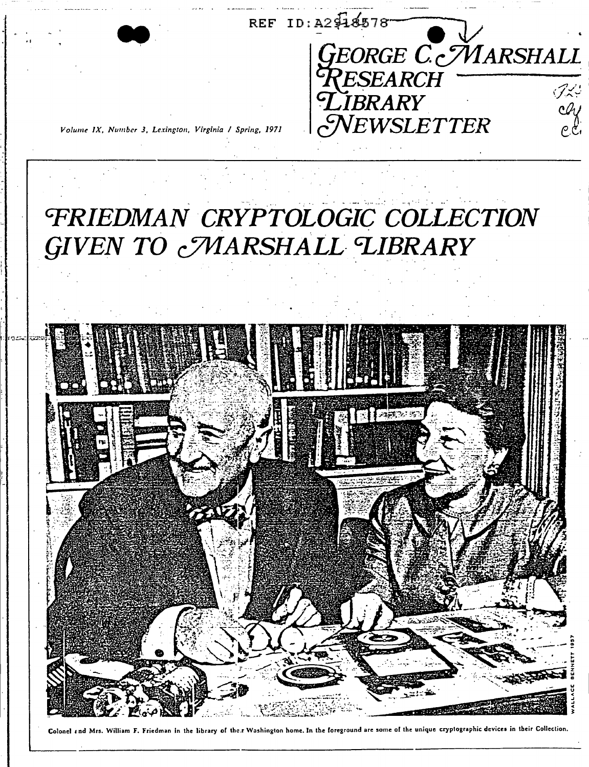REF ID:A2918578

Volume IX, Number 3, Lexington, Virginia / Spring, 1971

# GEORGE C. MARSHALL RESEARCH LIBRARY NEWSLETTER

# FRIEDMAN CRYPTOLOGIC COLLECTION GIVEN TO MARSHALL LIBRARY

WALLACE BENNETT 1957

Colonel and Mrs. William F. Friedman in the library of their Washington home. In the foreground are some of the unique cryptographic devices in their Collection.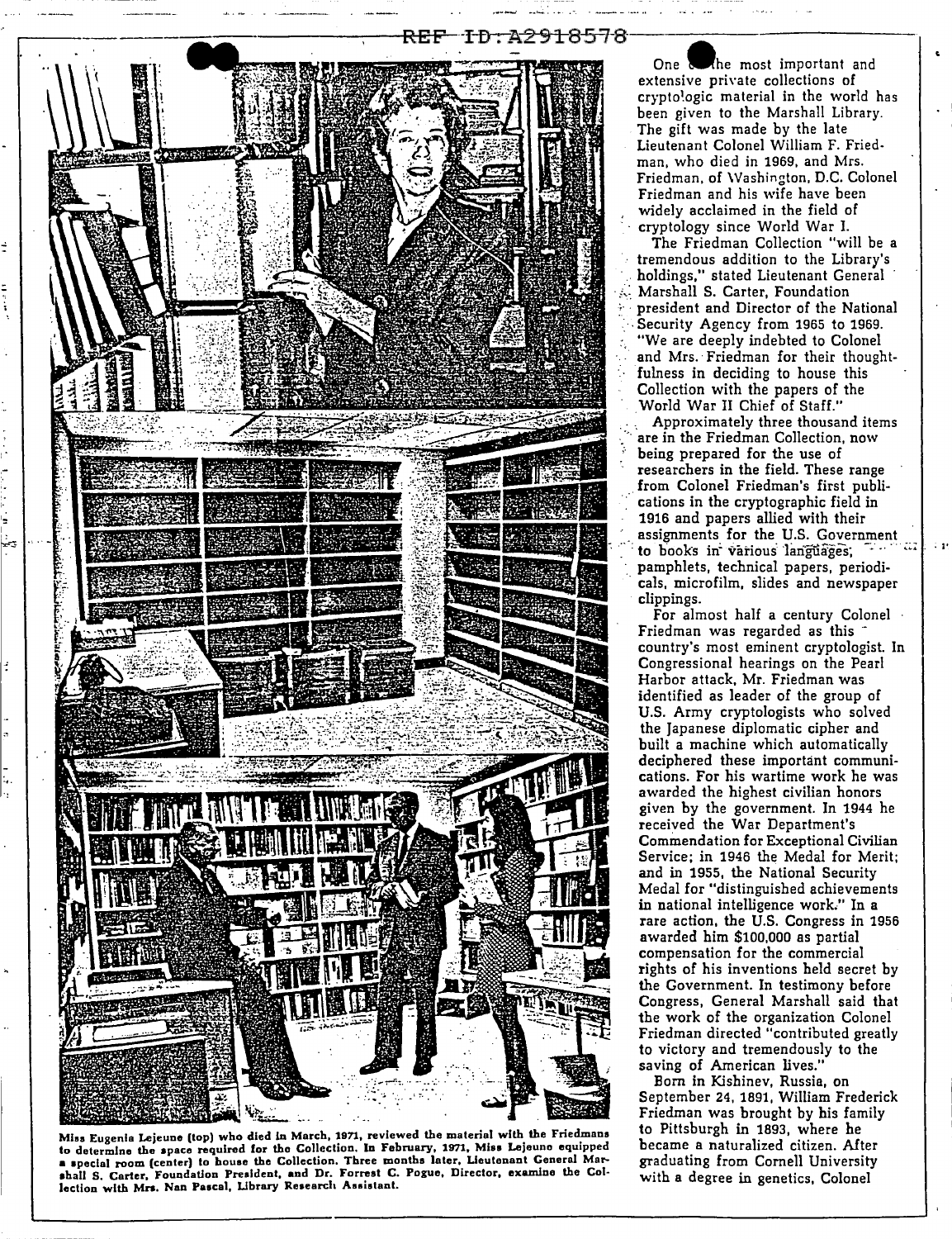REF ID:A2918578

Miss Eugenia Lejeune (top) who died in March, 1971, reviewed the material with the Friedmans to determine the space required for the Collection. In February, 1971, Miss Lejeune equipped a special room (center) to house the Collection. Three months later, Lieutenant General Marshall S. Carter, Foundation President, and Dr. Forrest C. Pogue, Director, examine the Collection with Mrs. Nan Pascal, Library Research Assistant.

One of the most important and extensive private collections of cryptologic material in the world has been given to the Marshall Library. The gift was made by the late Lieutenant Colonel William F. Friedman, who died in 1969, and Mrs. Friedman, of Washington, D.C. Colonel Friedman and his wife have been widely acclaimed in the field of cryptology since World War I.

The Friedman Collection "will be a tremendous addition to the Library's holdings," stated Lieutenant General Marshall S. Carter, Foundation president and Director of the National Security Agency from 1965 to 1969. "We are deeply indebted to Colonel and Mrs. Friedman for their thoughtfulness in deciding to house this Collection with the papers of the World War II Chief of Staff."

Approximately three thousand items are in the Friedman Collection, now being prepared for the use of researchers in the field. These range from Colonel Friedman's first publications in the cryptographic field in 1916 and papers allied with their assignments for the U.S. Government to books in various languages, pamphlets, technical papers, periodicals, microfilm, slides and newspaper clippings.

For almost half a century Colonel Friedman was regarded as this country's most eminent cryptologist. In Congressional hearings on the Pearl Harbor attack, Mr. Friedman was identified as leader of the group of U.S. Army cryptologists who solved the Japanese diplomatic cipher and built a machine which automatically deciphered these important communications. For his wartime work he was awarded the highest civilian honors given by the government. In 1944 he received the War Department's Commendation for Exceptional Civilian Service; in 1946 the Medal for Merit; and in 1955, the National Security Medal for "distinguished achievements in national intelligence work." In a rare action, the U.S. Congress in 1956 awarded him $100,000 as partial compensation for the commercial rights of his inventions held secret by the Government. In testimony before Congress, General Marshall said that the work of the organization Colonel Friedman directed "contributed greatly to victory and tremendously to the saving of American lives."

Born in Kishinev, Russia, on September 24, 1891, William Frederick Friedman was brought by his family to Pittsburgh in 1893, where he became a naturalized citizen. After graduating from Cornell University with a degree in genetics, Colonel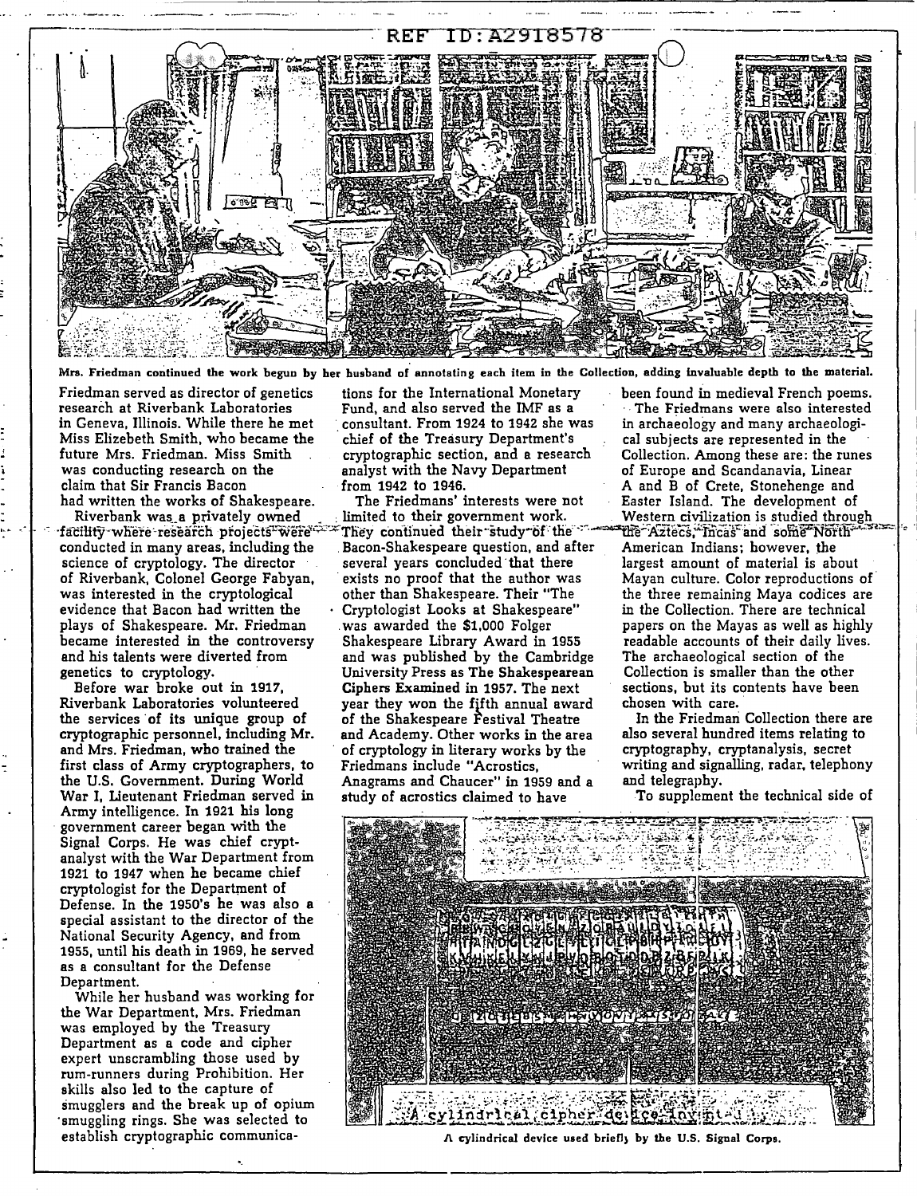REF ID:A2918578

Mrs. Friedman continued the work begun by her husband of annotating each item in the Collection, adding invaluable depth to the material.

Friedman served as director of genetics research at Riverbank Laboratories in Geneva, Illinois. While there he met Miss Elizebeth Smith, who became the future Mrs. Friedman. Miss Smith was conducting research on the claim that Sir Francis Bacon had written the works of Shakespeare.

Riverbank was a privately owned facility where research projects were conducted in many areas, including the science of cryptology. The director of Riverbank, Colonel George Fabyan, was interested in the cryptological evidence that Bacon had written the plays of Shakespeare. Mr. Friedman became interested in the controversy and his talents were diverted from genetics to cryptology.

Before war broke out in 1917, Riverbank Laboratories volunteered the services of its unique group of cryptographic personnel, including Mr. and Mrs. Friedman, who trained the first class of Army cryptographers, to the U.S. Government. During World War I, Lieutenant Friedman served in Army intelligence. In 1921 his long government career began with the Signal Corps. He was chief cryptanalyst with the War Department from 1921 to 1947 when he became chief cryptologist for the Department of Defense. In the 1950's he was also a special assistant to the director of the National Security Agency, and from 1955, until his death in 1969, he served as a consultant for the Defense Department.

While her husband was working for the War Department, Mrs. Friedman was employed by the Treasury Department as a code and cipher expert unscrambling those used by rum-runners during Prohibition. Her skills also led to the capture of smugglers and the break up of opium smuggling rings. She was selected to establish cryptographic communications for the International Monetary Fund, and also served the IMF as a consultant. From 1924 to 1942 she was chief of the Treasury Department's cryptographic section, and a research analyst with the Navy Department from 1942 to 1946.

The Friedmans' interests were not limited to their government work. They continued their study of the Bacon-Shakespeare question, and after several years concluded that there exists no proof that the author was other than Shakespeare. Their "The Cryptologist Looks at Shakespeare" was awarded the $1,000 Folger Shakespeare Library Award in 1955 and was published by the Cambridge University Press as **The Shakespearean Ciphers Examined** in 1957. The next year they won the fifth annual award of the Shakespeare Festival Theatre and Academy. Other works in the area of cryptology in literary works by the Friedmans include "Acrostics, Anagrams and Chaucer" in 1959 and a study of acrostics claimed to have been found in medieval French poems.

The Friedmans were also interested in archaeology and many archaeological subjects are represented in the Collection. Among these are: the runes of Europe and Scandanavia, Linear A and B of Crete, Stonehenge and Easter Island. The development of Western civilization is studied through the Aztecs, Incas and some North American Indians; however, the largest amount of material is about Mayan culture. Color reproductions of the three remaining Maya codices are in the Collection. There are technical papers on the Mayas as well as highly readable accounts of their daily lives. The archaeological section of the Collection is smaller than the other sections, but its contents have been chosen with care.

In the Friedman Collection there are also several hundred items relating to cryptography, cryptanalysis, secret writing and signalling, radar, telephony and telegraphy.

To supplement the technical side of

A cylindrical device used briefly by the U.S. Signal Corps.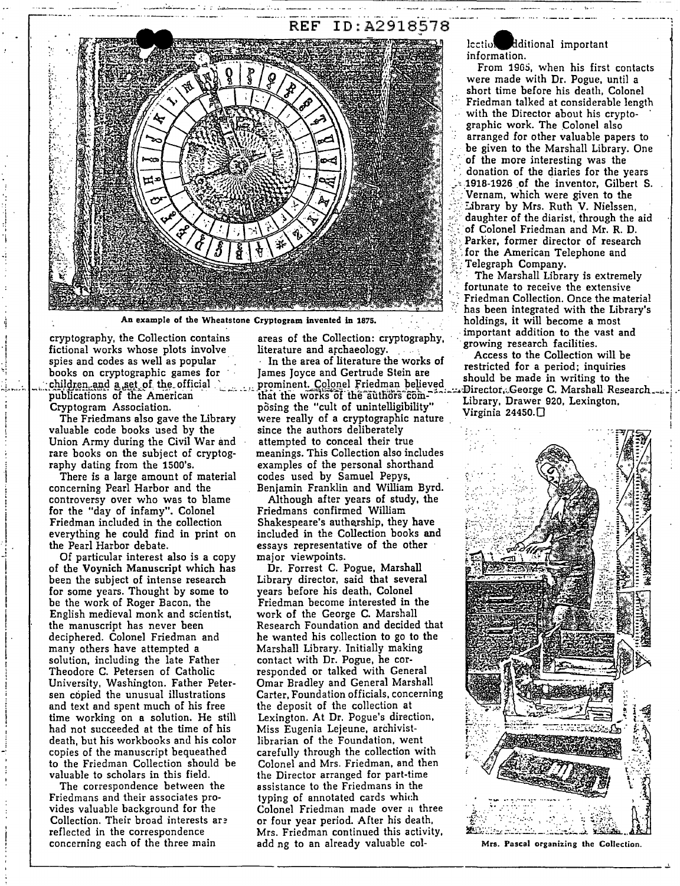An example of the Wheatstone Cryptogram invented in 1875.

cryptography, the Collection contains fictional works whose plots involve spies and codes as well as popular books on cryptographic games for children and a set of the official publications of the American Cryptogram Association.

The Friedmans also gave the Library valuable code books used by the Union Army during the Civil War and rare books on the subject of cryptography dating from the 1500's.

There is a large amount of material concerning Pearl Harbor and the controversy over who was to blame for the "day of infamy". Colonel Friedman included in the collection everything he could find in print on the Pearl Harbor debate.

Of particular interest also is a copy of the Voynich Manuscript which has been the subject of intense research for some years. Thought by some to be the work of Roger Bacon, the English medieval monk and scientist, the manuscript has never been deciphered. Colonel Friedman and many others have attempted a solution, including the late Father Theodore C. Petersen of Catholic University, Washington. Father Petersen copied the unusual illustrations and text and spent much of his free time working on a solution. He still had not succeeded at the time of his death, but his workbooks and his color copies of the manuscript bequeathed to the Friedman Collection should be valuable to scholars in this field.

The correspondence between the Friedmans and their associates provides valuable background for the Collection. Their broad interests are reflected in the correspondence concerning each of the three main areas of the Collection: cryptography, literature and archaeology.

In the area of literature the works of James Joyce and Gertrude Stein are prominent. Colonel Friedman believed that the works of the authors composing the "cult of unintelligibility" were really of a cryptographic nature since the authors deliberately attempted to conceal their true meanings. This Collection also includes examples of the personal shorthand codes used by Samuel Pepys, Benjamin Franklin and William Byrd.

Although after years of study, the Friedmans confirmed William Shakespeare's authorship, they have included in the Collection books and essays representative of the other major viewpoints.

Dr. Forrest C. Pogue, Marshall Library director, said that several years before his death, Colonel Friedman become interested in the work of the George C. Marshall Research Foundation and decided that he wanted his collection to go to the Marshall Library. Initially making contact with Dr. Pogue, he corresponded or talked with General Omar Bradley and General Marshall Carter, Foundation officials, concerning the deposit of the collection at Lexington. At Dr. Pogue's direction, Miss Eugenia Lejeune, archivist-librarian of the Foundation, went carefully through the collection with Colonel and Mrs. Friedman, and then the Director arranged for part-time assistance to the Friedmans in the typing of annotated cards which Colonel Friedman made over a three or four year period. After his death, Mrs. Friedman continued this activity, adding to an already valuable collection additional important information.

From 1965, when his first contacts were made with Dr. Pogue, until a short time before his death, Colonel Friedman talked at considerable length with the Director about his cryptographic work. The Colonel also arranged for other valuable papers to be given to the Marshall Library. One of the more interesting was the donation of the diaries for the years 1918-1926 of the inventor, Gilbert S. Vernam, which were given to the Library by Mrs. Ruth V. Nielssen, daughter of the diarist, through the aid of Colonel Friedman and Mr. R. D. Parker, former director of research for the American Telephone and Telegraph Company.

The Marshall Library is extremely fortunate to receive the extensive Friedman Collection. Once the material has been integrated with the Library's holdings, it will become a most important addition to the vast and growing research facilities.

Access to the Collection will be restricted for a period; inquiries should be made in writing to the Director, George C. Marshall Research Library, Drawer 920, Lexington, Virginia 24450.□

Mrs. Pascal organizing the Collection.